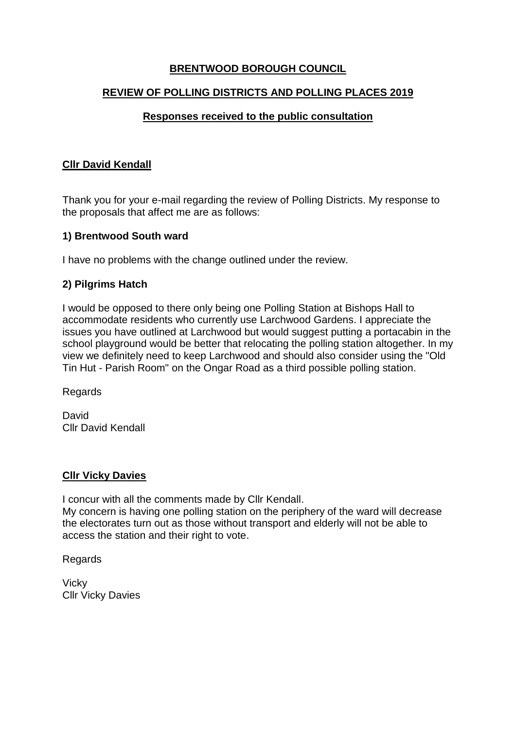# BRENTWOOD BOROUGH COUNCIL

## REVIEW OF POLLING DISTRICTS AND POLLING PLACES 2019

### Responses received to the public consultation

**Cllr David Kendall**

Thank you for your e-mail regarding the review of Polling Districts. My response to the proposals that affect me are as follows:

**1) Brentwood South ward**

I have no problems with the change outlined under the review.

**2) Pilgrims Hatch**

I would be opposed to there only being one Polling Station at Bishops Hall to accommodate residents who currently use Larchwood Gardens. I appreciate the issues you have outlined at Larchwood but would suggest putting a portacabin in the school playground would be better that relocating the polling station altogether. In my view we definitely need to keep Larchwood and should also consider using the "Old Tin Hut - Parish Room" on the Ongar Road as a third possible polling station.

Regards

David
Cllr David Kendall

**Cllr Vicky Davies**

I concur with all the comments made by Cllr Kendall.
My concern is having one polling station on the periphery of the ward will decrease the electorates turn out as those without transport and elderly will not be able to access the station and their right to vote.

Regards

Vicky
Cllr Vicky Davies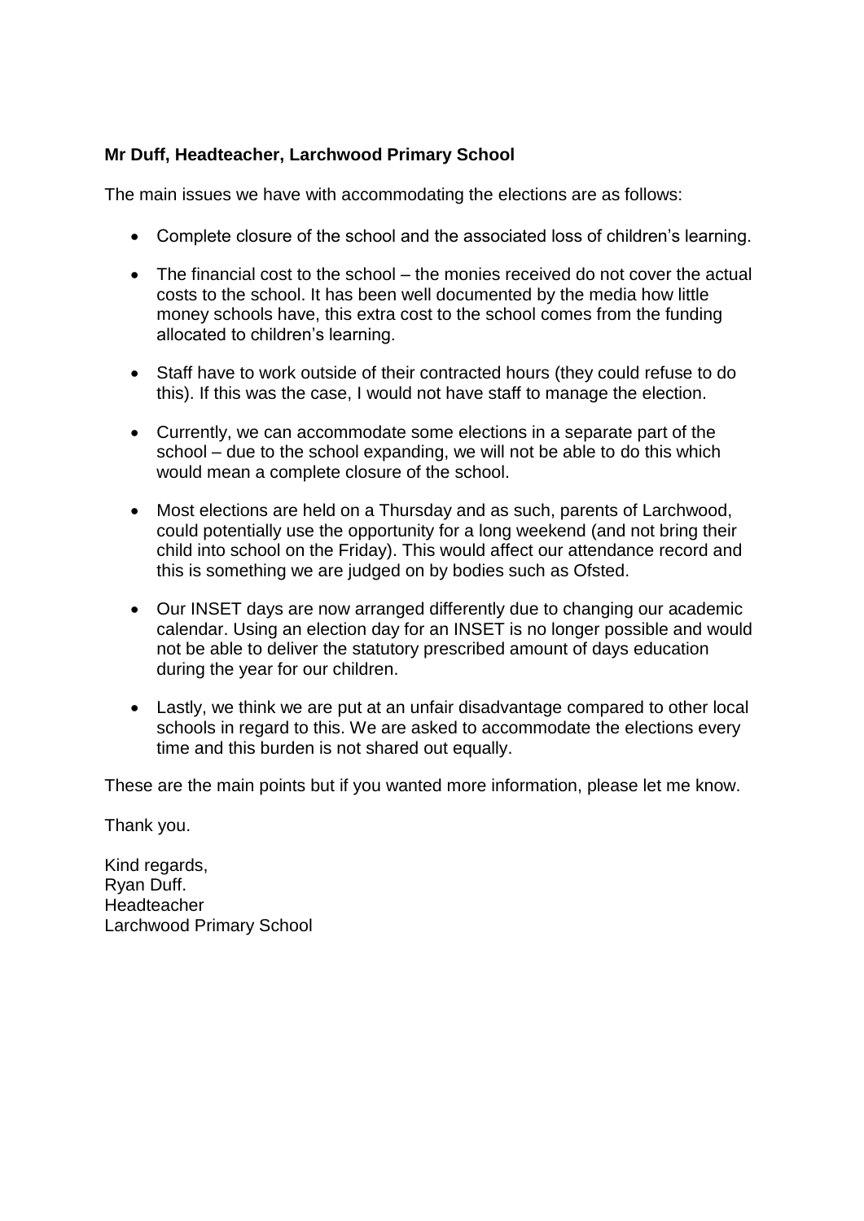**Mr Duff, Headteacher, Larchwood Primary School**

The main issues we have with accommodating the elections are as follows:

- Complete closure of the school and the associated loss of children's learning.
- The financial cost to the school – the monies received do not cover the actual costs to the school. It has been well documented by the media how little money schools have, this extra cost to the school comes from the funding allocated to children's learning.
- Staff have to work outside of their contracted hours (they could refuse to do this). If this was the case, I would not have staff to manage the election.
- Currently, we can accommodate some elections in a separate part of the school – due to the school expanding, we will not be able to do this which would mean a complete closure of the school.
- Most elections are held on a Thursday and as such, parents of Larchwood, could potentially use the opportunity for a long weekend (and not bring their child into school on the Friday). This would affect our attendance record and this is something we are judged on by bodies such as Ofsted.
- Our INSET days are now arranged differently due to changing our academic calendar. Using an election day for an INSET is no longer possible and would not be able to deliver the statutory prescribed amount of days education during the year for our children.
- Lastly, we think we are put at an unfair disadvantage compared to other local schools in regard to this. We are asked to accommodate the elections every time and this burden is not shared out equally.

These are the main points but if you wanted more information, please let me know.

Thank you.

Kind regards,
Ryan Duff.
Headteacher
Larchwood Primary School